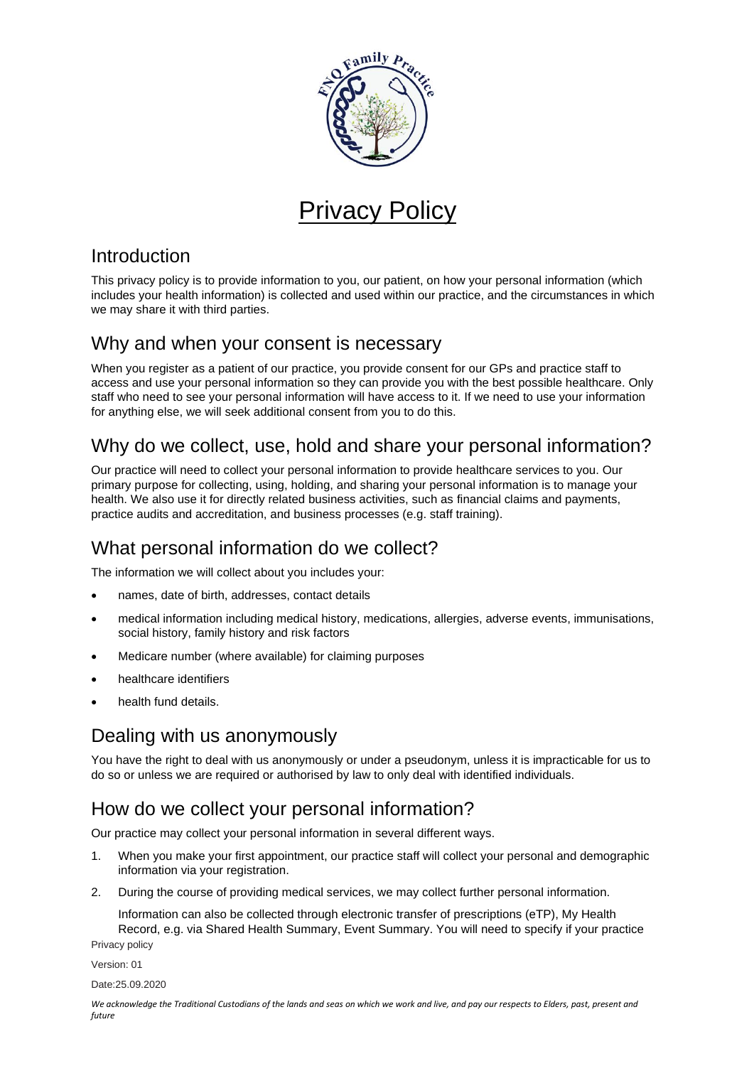# Privacy Policy

## Introduction

This privacy policy is to provide information to you, our patient, on how your personal information (which includes your health information) is collected and used within our practice, and the circumstances in which we may share it with third parties.

## Why and when your consent is necessary

When you register as a patient of our practice, you provide consent for our GPs and practice staff to access and use your personal information so they can provide you with the best possible healthcare. Only staff who need to see your personal information will have access to it. If we need to use your information for anything else, we will seek additional consent from you to do this.

## Why do we collect, use, hold and share your personal information?

Our practice will need to collect your personal information to provide healthcare services to you. Our primary purpose for collecting, using, holding, and sharing your personal information is to manage your health. We also use it for directly related business activities, such as financial claims and payments, practice audits and accreditation, and business processes (e.g. staff training).

## What personal information do we collect?

The information we will collect about you includes your:

- names, date of birth, addresses, contact details
- medical information including medical history, medications, allergies, adverse events, immunisations, social history, family history and risk factors
- Medicare number (where available) for claiming purposes
- healthcare identifiers
- health fund details.

## Dealing with us anonymously

You have the right to deal with us anonymously or under a pseudonym, unless it is impracticable for us to do so or unless we are required or authorised by law to only deal with identified individuals.

## How do we collect your personal information?

Our practice may collect your personal information in several different ways.

1. When you make your first appointment, our practice staff will collect your personal and demographic information via your registration.
2. During the course of providing medical services, we may collect further personal information.

   Information can also be collected through electronic transfer of prescriptions (eTP), My Health Record, e.g. via Shared Health Summary, Event Summary. You will need to specify if your practice

Privacy policy

Version: 01

Date:25.09.2020

*We acknowledge the Traditional Custodians of the lands and seas on which we work and live, and pay our respects to Elders, past, present and future*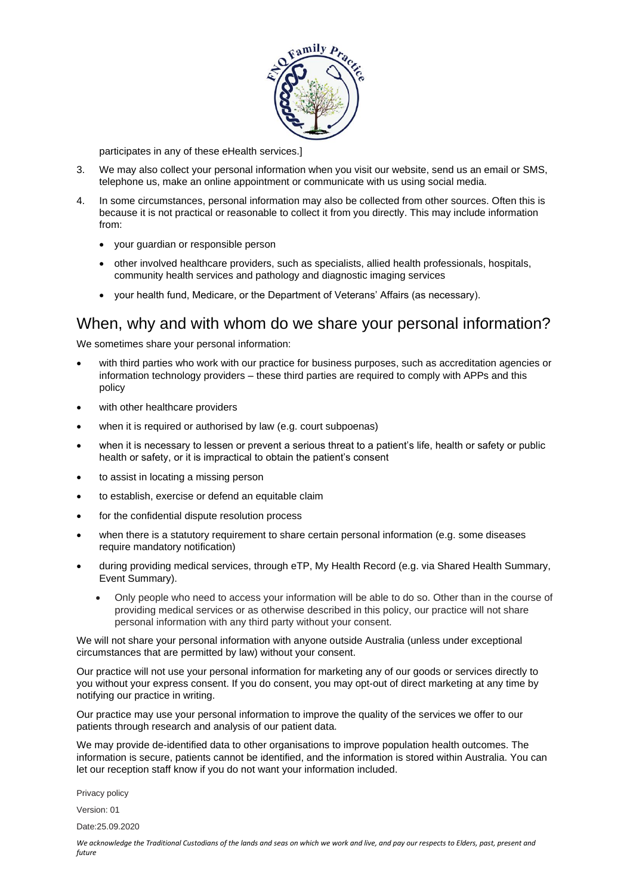participates in any of these eHealth services.]

3. We may also collect your personal information when you visit our website, send us an email or SMS, telephone us, make an online appointment or communicate with us using social media.
4. In some circumstances, personal information may also be collected from other sources. Often this is because it is not practical or reasonable to collect it from you directly. This may include information from:
   - your guardian or responsible person
   - other involved healthcare providers, such as specialists, allied health professionals, hospitals, community health services and pathology and diagnostic imaging services
   - your health fund, Medicare, or the Department of Veterans' Affairs (as necessary).

## When, why and with whom do we share your personal information?

We sometimes share your personal information:

- with third parties who work with our practice for business purposes, such as accreditation agencies or information technology providers – these third parties are required to comply with APPs and this policy
- with other healthcare providers
- when it is required or authorised by law (e.g. court subpoenas)
- when it is necessary to lessen or prevent a serious threat to a patient's life, health or safety or public health or safety, or it is impractical to obtain the patient's consent
- to assist in locating a missing person
- to establish, exercise or defend an equitable claim
- for the confidential dispute resolution process
- when there is a statutory requirement to share certain personal information (e.g. some diseases require mandatory notification)
- during providing medical services, through eTP, My Health Record (e.g. via Shared Health Summary, Event Summary).
  - Only people who need to access your information will be able to do so. Other than in the course of providing medical services or as otherwise described in this policy, our practice will not share personal information with any third party without your consent.

We will not share your personal information with anyone outside Australia (unless under exceptional circumstances that are permitted by law) without your consent.

Our practice will not use your personal information for marketing any of our goods or services directly to you without your express consent. If you do consent, you may opt-out of direct marketing at any time by notifying our practice in writing.

Our practice may use your personal information to improve the quality of the services we offer to our patients through research and analysis of our patient data.

We may provide de-identified data to other organisations to improve population health outcomes. The information is secure, patients cannot be identified, and the information is stored within Australia. You can let our reception staff know if you do not want your information included.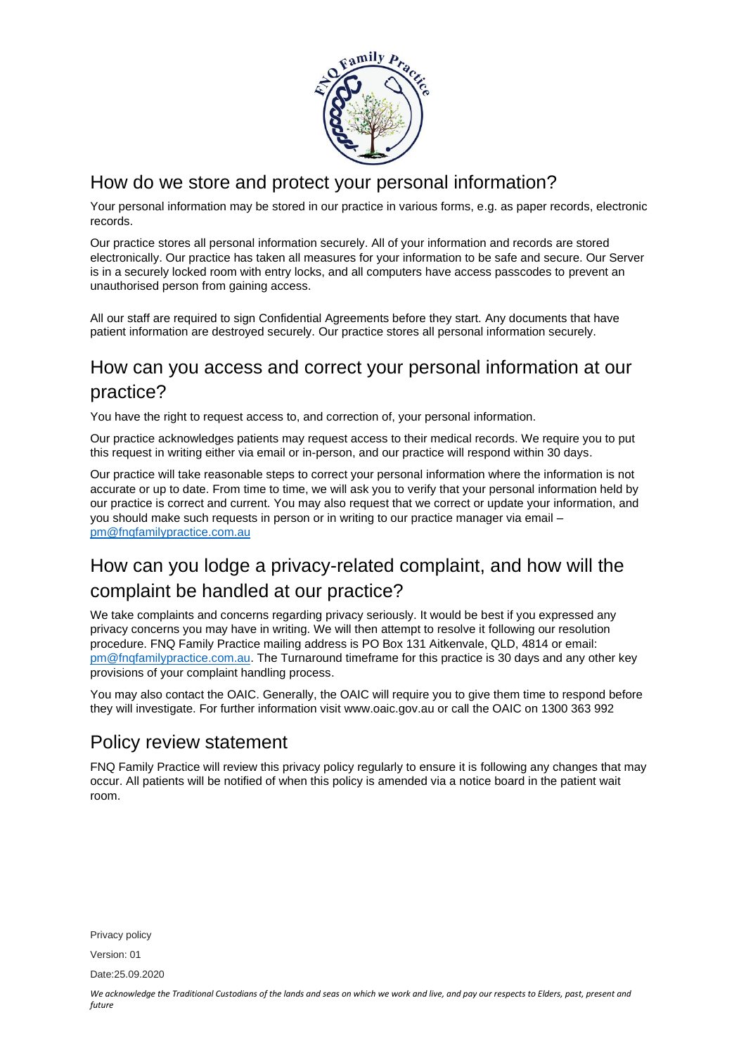## How do we store and protect your personal information?

Your personal information may be stored in our practice in various forms, e.g. as paper records, electronic records.

Our practice stores all personal information securely. All of your information and records are stored electronically. Our practice has taken all measures for your information to be safe and secure. Our Server is in a securely locked room with entry locks, and all computers have access passcodes to prevent an unauthorised person from gaining access.

All our staff are required to sign Confidential Agreements before they start. Any documents that have patient information are destroyed securely. Our practice stores all personal information securely.

## How can you access and correct your personal information at our practice?

You have the right to request access to, and correction of, your personal information.

Our practice acknowledges patients may request access to their medical records. We require you to put this request in writing either via email or in-person, and our practice will respond within 30 days.

Our practice will take reasonable steps to correct your personal information where the information is not accurate or up to date. From time to time, we will ask you to verify that your personal information held by our practice is correct and current. You may also request that we correct or update your information, and you should make such requests in person or in writing to our practice manager via email – pm@fnqfamilypractice.com.au

## How can you lodge a privacy-related complaint, and how will the complaint be handled at our practice?

We take complaints and concerns regarding privacy seriously. It would be best if you expressed any privacy concerns you may have in writing. We will then attempt to resolve it following our resolution procedure. FNQ Family Practice mailing address is PO Box 131 Aitkenvale, QLD, 4814 or email: pm@fnqfamilypractice.com.au. The Turnaround timeframe for this practice is 30 days and any other key provisions of your complaint handling process.

You may also contact the OAIC. Generally, the OAIC will require you to give them time to respond before they will investigate. For further information visit www.oaic.gov.au or call the OAIC on 1300 363 992

## Policy review statement

FNQ Family Practice will review this privacy policy regularly to ensure it is following any changes that may occur. All patients will be notified of when this policy is amended via a notice board in the patient wait room.

Privacy policy

Version: 01

Date:25.09.2020

*We acknowledge the Traditional Custodians of the lands and seas on which we work and live, and pay our respects to Elders, past, present and future*